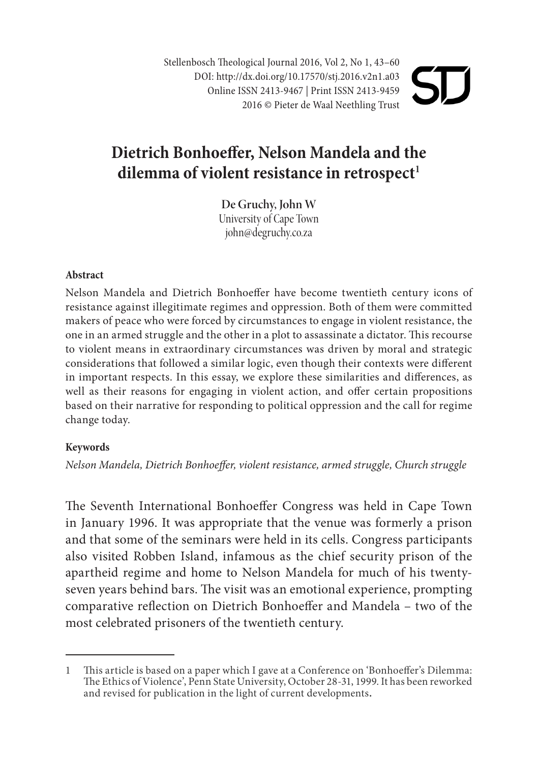# Dietrich Bonhoeffer, Nelson Mandela and the dilemma of violent resistance in retrospect[1]

**De Gruchy, John W**
University of Cape Town
john@degruchy.co.za

### Abstract

Nelson Mandela and Dietrich Bonhoeffer have become twentieth century icons of resistance against illegitimate regimes and oppression. Both of them were committed makers of peace who were forced by circumstances to engage in violent resistance, the one in an armed struggle and the other in a plot to assassinate a dictator. This recourse to violent means in extraordinary circumstances was driven by moral and strategic considerations that followed a similar logic, even though their contexts were different in important respects. In this essay, we explore these similarities and differences, as well as their reasons for engaging in violent action, and offer certain propositions based on their narrative for responding to political oppression and the call for regime change today.

### Keywords

*Nelson Mandela, Dietrich Bonhoeffer, violent resistance, armed struggle, Church struggle*

The Seventh International Bonhoeffer Congress was held in Cape Town in January 1996. It was appropriate that the venue was formerly a prison and that some of the seminars were held in its cells. Congress participants also visited Robben Island, infamous as the chief security prison of the apartheid regime and home to Nelson Mandela for much of his twenty-seven years behind bars. The visit was an emotional experience, prompting comparative reflection on Dietrich Bonhoeffer and Mandela – two of the most celebrated prisoners of the twentieth century.

---

1 This article is based on a paper which I gave at a Conference on 'Bonhoeffer's Dilemma: The Ethics of Violence', Penn State University, October 28-31, 1999. It has been reworked and revised for publication in the light of current developments.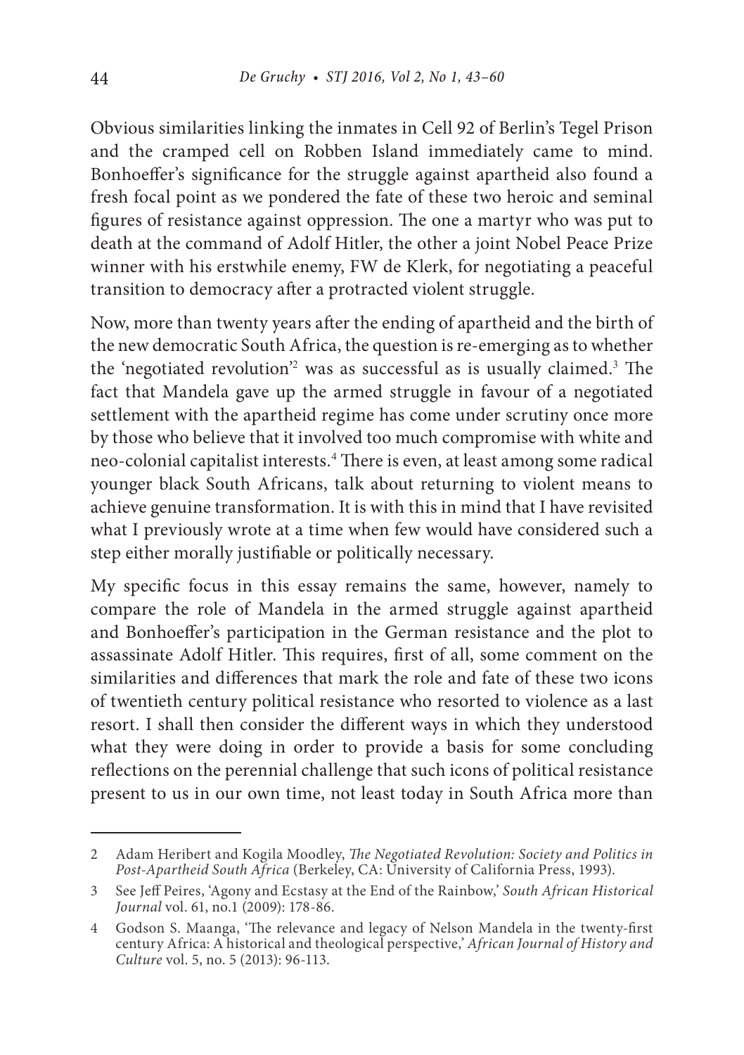Obvious similarities linking the inmates in Cell 92 of Berlin's Tegel Prison and the cramped cell on Robben Island immediately came to mind. Bonhoeffer's significance for the struggle against apartheid also found a fresh focal point as we pondered the fate of these two heroic and seminal figures of resistance against oppression. The one a martyr who was put to death at the command of Adolf Hitler, the other a joint Nobel Peace Prize winner with his erstwhile enemy, FW de Klerk, for negotiating a peaceful transition to democracy after a protracted violent struggle.

Now, more than twenty years after the ending of apartheid and the birth of the new democratic South Africa, the question is re-emerging as to whether the 'negotiated revolution'[2] was as successful as is usually claimed.[3] The fact that Mandela gave up the armed struggle in favour of a negotiated settlement with the apartheid regime has come under scrutiny once more by those who believe that it involved too much compromise with white and neo-colonial capitalist interests.[4] There is even, at least among some radical younger black South Africans, talk about returning to violent means to achieve genuine transformation. It is with this in mind that I have revisited what I previously wrote at a time when few would have considered such a step either morally justifiable or politically necessary.

My specific focus in this essay remains the same, however, namely to compare the role of Mandela in the armed struggle against apartheid and Bonhoeffer's participation in the German resistance and the plot to assassinate Adolf Hitler. This requires, first of all, some comment on the similarities and differences that mark the role and fate of these two icons of twentieth century political resistance who resorted to violence as a last resort. I shall then consider the different ways in which they understood what they were doing in order to provide a basis for some concluding reflections on the perennial challenge that such icons of political resistance present to us in our own time, not least today in South Africa more than

---

2 Adam Heribert and Kogila Moodley, *The Negotiated Revolution: Society and Politics in Post-Apartheid South Africa* (Berkeley, CA: University of California Press, 1993).

3 See Jeff Peires, 'Agony and Ecstasy at the End of the Rainbow,' *South African Historical Journal* vol. 61, no.1 (2009): 178-86.

4 Godson S. Maanga, 'The relevance and legacy of Nelson Mandela in the twenty-first century Africa: A historical and theological perspective,' *African Journal of History and Culture* vol. 5, no. 5 (2013): 96-113.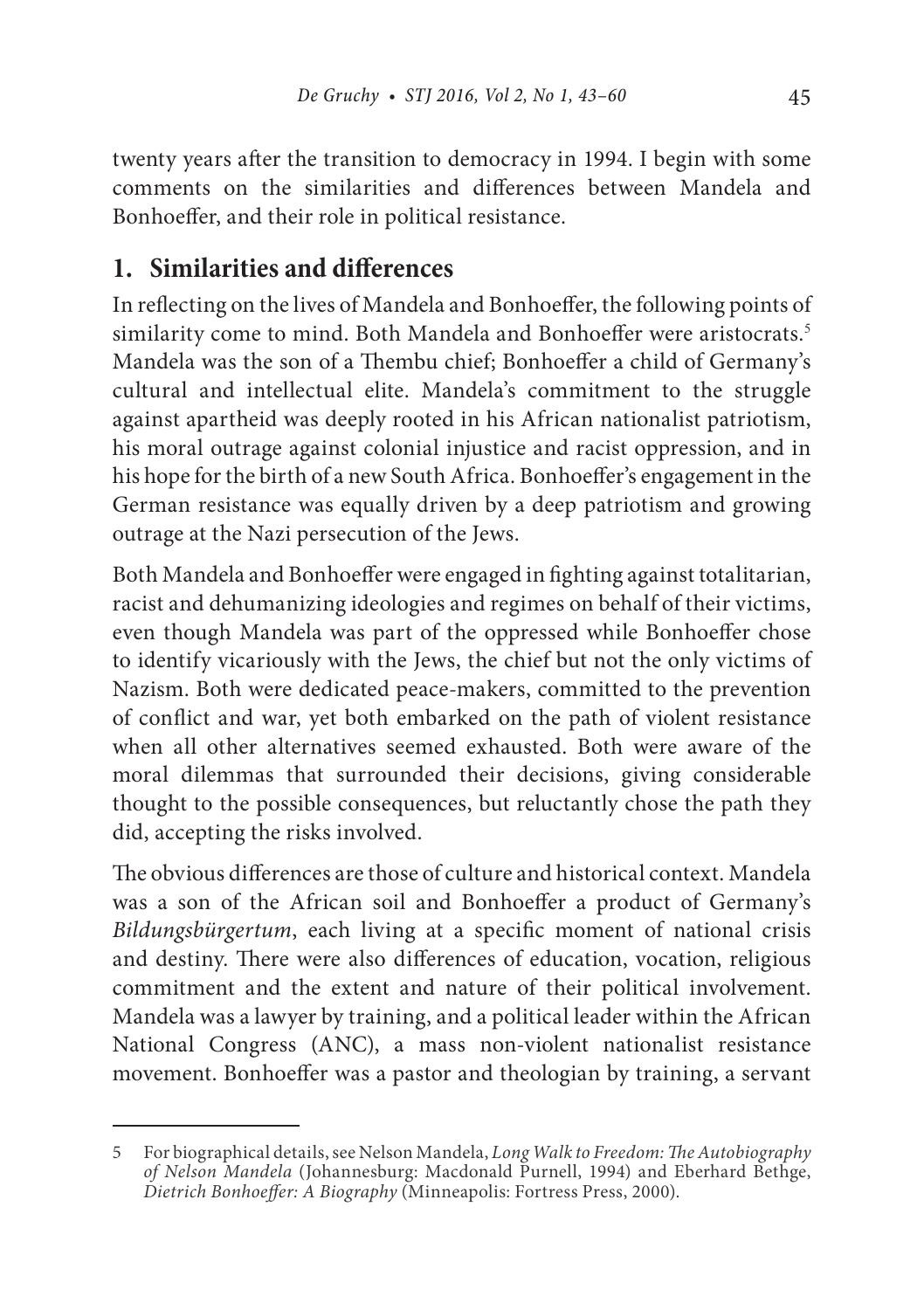twenty years after the transition to democracy in 1994. I begin with some comments on the similarities and differences between Mandela and Bonhoeffer, and their role in political resistance.

## 1. Similarities and differences

In reflecting on the lives of Mandela and Bonhoeffer, the following points of similarity come to mind. Both Mandela and Bonhoeffer were aristocrats.[5] Mandela was the son of a Thembu chief; Bonhoeffer a child of Germany's cultural and intellectual elite. Mandela's commitment to the struggle against apartheid was deeply rooted in his African nationalist patriotism, his moral outrage against colonial injustice and racist oppression, and in his hope for the birth of a new South Africa. Bonhoeffer's engagement in the German resistance was equally driven by a deep patriotism and growing outrage at the Nazi persecution of the Jews.

Both Mandela and Bonhoeffer were engaged in fighting against totalitarian, racist and dehumanizing ideologies and regimes on behalf of their victims, even though Mandela was part of the oppressed while Bonhoeffer chose to identify vicariously with the Jews, the chief but not the only victims of Nazism. Both were dedicated peace-makers, committed to the prevention of conflict and war, yet both embarked on the path of violent resistance when all other alternatives seemed exhausted. Both were aware of the moral dilemmas that surrounded their decisions, giving considerable thought to the possible consequences, but reluctantly chose the path they did, accepting the risks involved.

The obvious differences are those of culture and historical context. Mandela was a son of the African soil and Bonhoeffer a product of Germany's *Bildungsbürgertum*, each living at a specific moment of national crisis and destiny. There were also differences of education, vocation, religious commitment and the extent and nature of their political involvement. Mandela was a lawyer by training, and a political leader within the African National Congress (ANC), a mass non-violent nationalist resistance movement. Bonhoeffer was a pastor and theologian by training, a servant

---

5 For biographical details, see Nelson Mandela, *Long Walk to Freedom: The Autobiography of Nelson Mandela* (Johannesburg: Macdonald Purnell, 1994) and Eberhard Bethge, *Dietrich Bonhoeffer: A Biography* (Minneapolis: Fortress Press, 2000).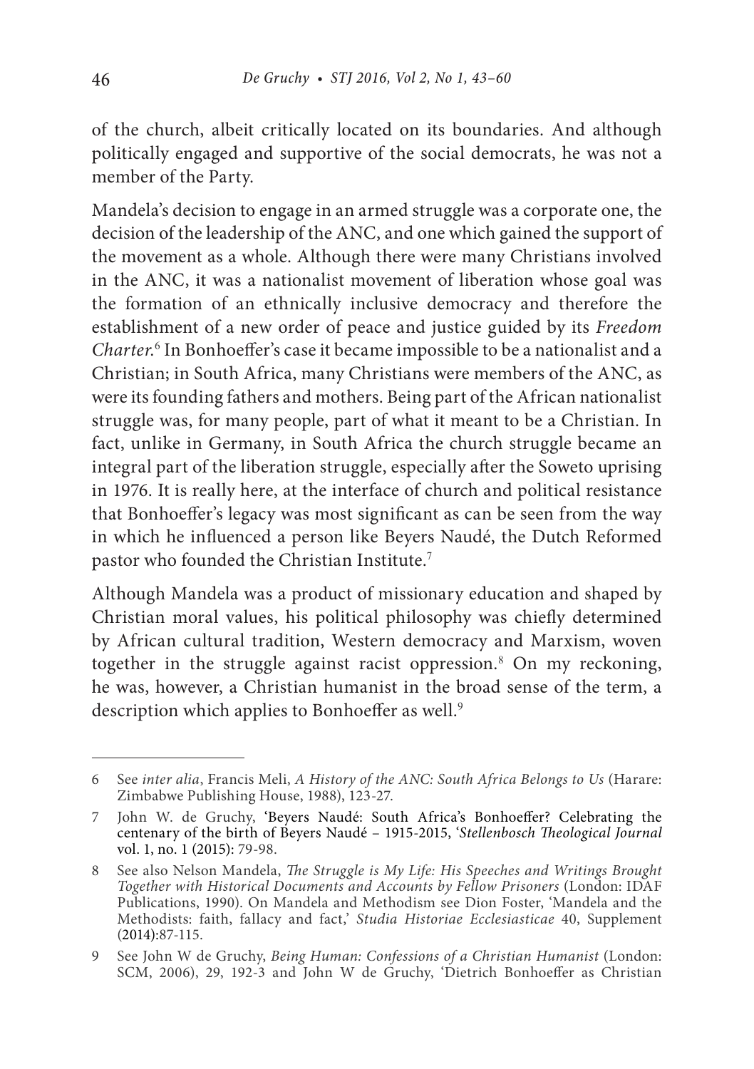of the church, albeit critically located on its boundaries. And although politically engaged and supportive of the social democrats, he was not a member of the Party.

Mandela's decision to engage in an armed struggle was a corporate one, the decision of the leadership of the ANC, and one which gained the support of the movement as a whole. Although there were many Christians involved in the ANC, it was a nationalist movement of liberation whose goal was the formation of an ethnically inclusive democracy and therefore the establishment of a new order of peace and justice guided by its *Freedom Charter*.[6] In Bonhoeffer's case it became impossible to be a nationalist and a Christian; in South Africa, many Christians were members of the ANC, as were its founding fathers and mothers. Being part of the African nationalist struggle was, for many people, part of what it meant to be a Christian. In fact, unlike in Germany, in South Africa the church struggle became an integral part of the liberation struggle, especially after the Soweto uprising in 1976. It is really here, at the interface of church and political resistance that Bonhoeffer's legacy was most significant as can be seen from the way in which he influenced a person like Beyers Naudé, the Dutch Reformed pastor who founded the Christian Institute.[7]

Although Mandela was a product of missionary education and shaped by Christian moral values, his political philosophy was chiefly determined by African cultural tradition, Western democracy and Marxism, woven together in the struggle against racist oppression.[8] On my reckoning, he was, however, a Christian humanist in the broad sense of the term, a description which applies to Bonhoeffer as well.[9]

---

6 See *inter alia*, Francis Meli, *A History of the ANC: South Africa Belongs to Us* (Harare: Zimbabwe Publishing House, 1988), 123-27.

7 John W. de Gruchy, 'Beyers Naudé: South Africa's Bonhoeffer? Celebrating the centenary of the birth of Beyers Naudé – 1915-2015, '*Stellenbosch Theological Journal* vol. 1, no. 1 (2015): 79-98.

8 See also Nelson Mandela, *The Struggle is My Life: His Speeches and Writings Brought Together with Historical Documents and Accounts by Fellow Prisoners* (London: IDAF Publications, 1990). On Mandela and Methodism see Dion Foster, 'Mandela and the Methodists: faith, fallacy and fact,' *Studia Historiae Ecclesiasticae* 40, Supplement (2014):87-115.

9 See John W de Gruchy, *Being Human: Confessions of a Christian Humanist* (London: SCM, 2006), 29, 192-3 and John W de Gruchy, 'Dietrich Bonhoeffer as Christian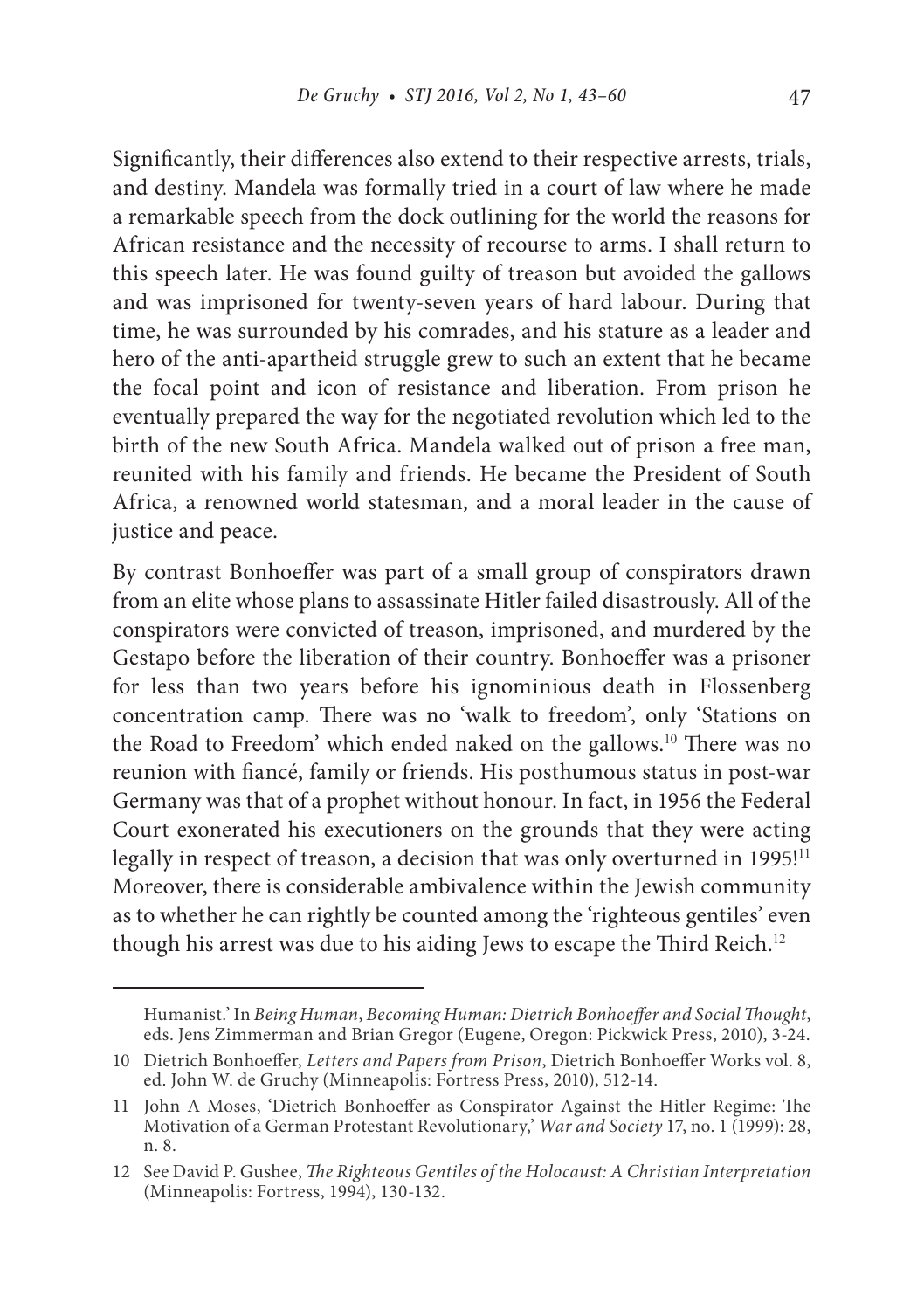Significantly, their differences also extend to their respective arrests, trials, and destiny. Mandela was formally tried in a court of law where he made a remarkable speech from the dock outlining for the world the reasons for African resistance and the necessity of recourse to arms. I shall return to this speech later. He was found guilty of treason but avoided the gallows and was imprisoned for twenty-seven years of hard labour. During that time, he was surrounded by his comrades, and his stature as a leader and hero of the anti-apartheid struggle grew to such an extent that he became the focal point and icon of resistance and liberation. From prison he eventually prepared the way for the negotiated revolution which led to the birth of the new South Africa. Mandela walked out of prison a free man, reunited with his family and friends. He became the President of South Africa, a renowned world statesman, and a moral leader in the cause of justice and peace.

By contrast Bonhoeffer was part of a small group of conspirators drawn from an elite whose plans to assassinate Hitler failed disastrously. All of the conspirators were convicted of treason, imprisoned, and murdered by the Gestapo before the liberation of their country. Bonhoeffer was a prisoner for less than two years before his ignominious death in Flossenberg concentration camp. There was no 'walk to freedom', only 'Stations on the Road to Freedom' which ended naked on the gallows.[10] There was no reunion with fiancé, family or friends. His posthumous status in post-war Germany was that of a prophet without honour. In fact, in 1956 the Federal Court exonerated his executioners on the grounds that they were acting legally in respect of treason, a decision that was only overturned in 1995![11] Moreover, there is considerable ambivalence within the Jewish community as to whether he can rightly be counted among the 'righteous gentiles' even though his arrest was due to his aiding Jews to escape the Third Reich.[12]

---

Humanist.' In *Being Human, Becoming Human: Dietrich Bonhoeffer and Social Thought*, eds. Jens Zimmerman and Brian Gregor (Eugene, Oregon: Pickwick Press, 2010), 3-24.

10 Dietrich Bonhoeffer, *Letters and Papers from Prison*, Dietrich Bonhoeffer Works vol. 8, ed. John W. de Gruchy (Minneapolis: Fortress Press, 2010), 512-14.

11 John A Moses, 'Dietrich Bonhoeffer as Conspirator Against the Hitler Regime: The Motivation of a German Protestant Revolutionary,' *War and Society* 17, no. 1 (1999): 28, n. 8.

12 See David P. Gushee, *The Righteous Gentiles of the Holocaust: A Christian Interpretation* (Minneapolis: Fortress, 1994), 130-132.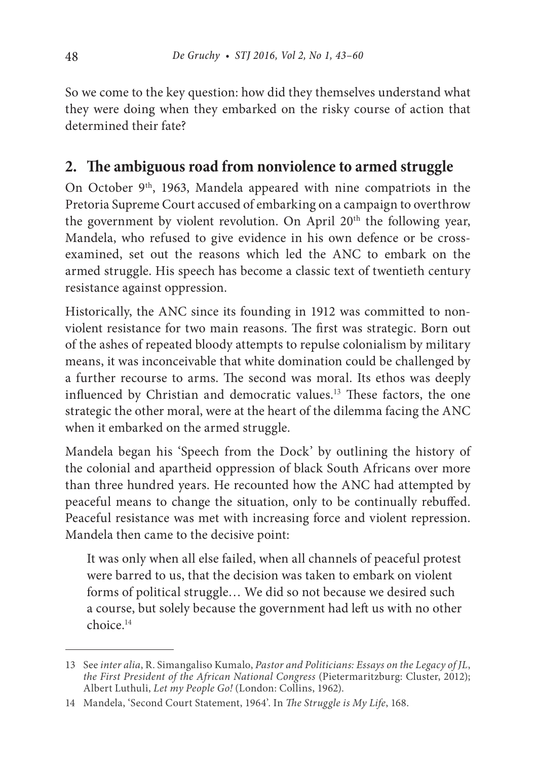So we come to the key question: how did they themselves understand what they were doing when they embarked on the risky course of action that determined their fate?

## 2. The ambiguous road from nonviolence to armed struggle

On October 9th, 1963, Mandela appeared with nine compatriots in the Pretoria Supreme Court accused of embarking on a campaign to overthrow the government by violent revolution. On April 20th the following year, Mandela, who refused to give evidence in his own defence or be cross-examined, set out the reasons which led the ANC to embark on the armed struggle. His speech has become a classic text of twentieth century resistance against oppression.

Historically, the ANC since its founding in 1912 was committed to non-violent resistance for two main reasons. The first was strategic. Born out of the ashes of repeated bloody attempts to repulse colonialism by military means, it was inconceivable that white domination could be challenged by a further recourse to arms. The second was moral. Its ethos was deeply influenced by Christian and democratic values.[13] These factors, the one strategic the other moral, were at the heart of the dilemma facing the ANC when it embarked on the armed struggle.

Mandela began his 'Speech from the Dock' by outlining the history of the colonial and apartheid oppression of black South Africans over more than three hundred years. He recounted how the ANC had attempted by peaceful means to change the situation, only to be continually rebuffed. Peaceful resistance was met with increasing force and violent repression. Mandela then came to the decisive point:

> It was only when all else failed, when all channels of peaceful protest were barred to us, that the decision was taken to embark on violent forms of political struggle… We did so not because we desired such a course, but solely because the government had left us with no other choice.[14]

---

13 See *inter alia*, R. Simangaliso Kumalo, *Pastor and Politicians: Essays on the Legacy of JL, the First President of the African National Congress* (Pietermaritzburg: Cluster, 2012); Albert Luthuli, *Let my People Go!* (London: Collins, 1962).

14 Mandela, 'Second Court Statement, 1964'. In *The Struggle is My Life*, 168.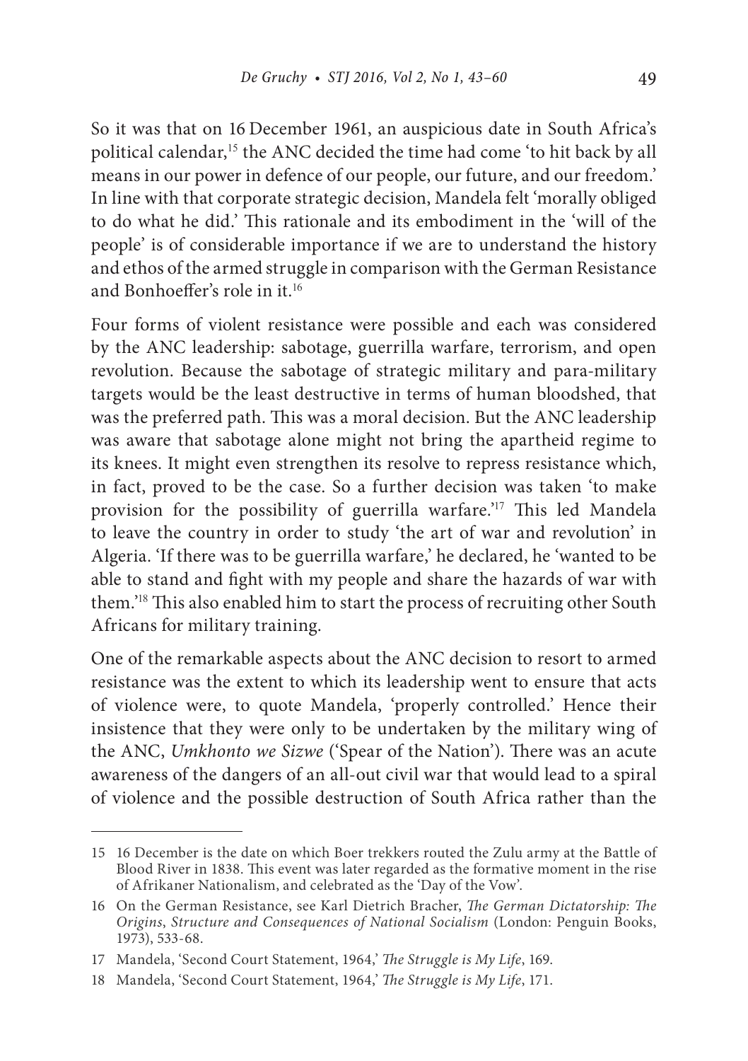So it was that on 16 December 1961, an auspicious date in South Africa's political calendar,[15] the ANC decided the time had come 'to hit back by all means in our power in defence of our people, our future, and our freedom.' In line with that corporate strategic decision, Mandela felt 'morally obliged to do what he did.' This rationale and its embodiment in the 'will of the people' is of considerable importance if we are to understand the history and ethos of the armed struggle in comparison with the German Resistance and Bonhoeffer's role in it.[16]

Four forms of violent resistance were possible and each was considered by the ANC leadership: sabotage, guerrilla warfare, terrorism, and open revolution. Because the sabotage of strategic military and para-military targets would be the least destructive in terms of human bloodshed, that was the preferred path. This was a moral decision. But the ANC leadership was aware that sabotage alone might not bring the apartheid regime to its knees. It might even strengthen its resolve to repress resistance which, in fact, proved to be the case. So a further decision was taken 'to make provision for the possibility of guerrilla warfare.'[17] This led Mandela to leave the country in order to study 'the art of war and revolution' in Algeria. 'If there was to be guerrilla warfare,' he declared, he 'wanted to be able to stand and fight with my people and share the hazards of war with them.'[18] This also enabled him to start the process of recruiting other South Africans for military training.

One of the remarkable aspects about the ANC decision to resort to armed resistance was the extent to which its leadership went to ensure that acts of violence were, to quote Mandela, 'properly controlled.' Hence their insistence that they were only to be undertaken by the military wing of the ANC, *Umkhonto we Sizwe* ('Spear of the Nation'). There was an acute awareness of the dangers of an all-out civil war that would lead to a spiral of violence and the possible destruction of South Africa rather than the

---

15 16 December is the date on which Boer trekkers routed the Zulu army at the Battle of Blood River in 1838. This event was later regarded as the formative moment in the rise of Afrikaner Nationalism, and celebrated as the 'Day of the Vow'.

16 On the German Resistance, see Karl Dietrich Bracher, *The German Dictatorship: The Origins, Structure and Consequences of National Socialism* (London: Penguin Books, 1973), 533-68.

17 Mandela, 'Second Court Statement, 1964,' *The Struggle is My Life*, 169.

18 Mandela, 'Second Court Statement, 1964,' *The Struggle is My Life*, 171.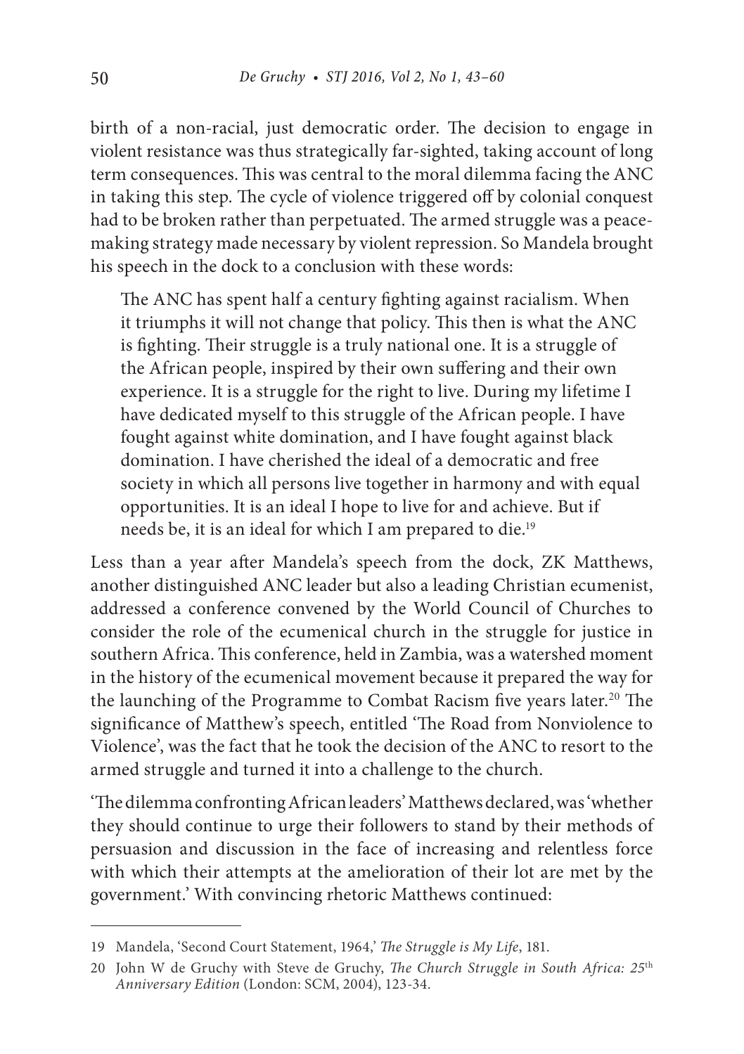birth of a non-racial, just democratic order. The decision to engage in violent resistance was thus strategically far-sighted, taking account of long term consequences. This was central to the moral dilemma facing the ANC in taking this step. The cycle of violence triggered off by colonial conquest had to be broken rather than perpetuated. The armed struggle was a peace-making strategy made necessary by violent repression. So Mandela brought his speech in the dock to a conclusion with these words:

> The ANC has spent half a century fighting against racialism. When it triumphs it will not change that policy. This then is what the ANC is fighting. Their struggle is a truly national one. It is a struggle of the African people, inspired by their own suffering and their own experience. It is a struggle for the right to live. During my lifetime I have dedicated myself to this struggle of the African people. I have fought against white domination, and I have fought against black domination. I have cherished the ideal of a democratic and free society in which all persons live together in harmony and with equal opportunities. It is an ideal I hope to live for and achieve. But if needs be, it is an ideal for which I am prepared to die.[19]

Less than a year after Mandela's speech from the dock, ZK Matthews, another distinguished ANC leader but also a leading Christian ecumenist, addressed a conference convened by the World Council of Churches to consider the role of the ecumenical church in the struggle for justice in southern Africa. This conference, held in Zambia, was a watershed moment in the history of the ecumenical movement because it prepared the way for the launching of the Programme to Combat Racism five years later.[20] The significance of Matthew's speech, entitled 'The Road from Nonviolence to Violence', was the fact that he took the decision of the ANC to resort to the armed struggle and turned it into a challenge to the church.

'The dilemma confronting African leaders' Matthews declared, was 'whether they should continue to urge their followers to stand by their methods of persuasion and discussion in the face of increasing and relentless force with which their attempts at the amelioration of their lot are met by the government.' With convincing rhetoric Matthews continued:

---

19 Mandela, 'Second Court Statement, 1964,' *The Struggle is My Life*, 181.

20 John W de Gruchy with Steve de Gruchy, *The Church Struggle in South Africa: 25th Anniversary Edition* (London: SCM, 2004), 123-34.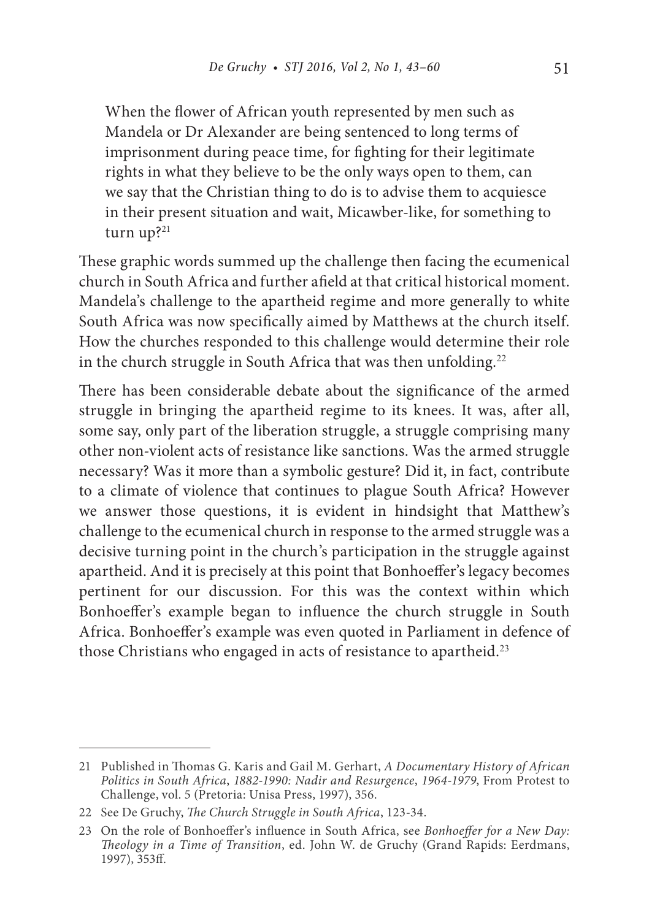> When the flower of African youth represented by men such as Mandela or Dr Alexander are being sentenced to long terms of imprisonment during peace time, for fighting for their legitimate rights in what they believe to be the only ways open to them, can we say that the Christian thing to do is to advise them to acquiesce in their present situation and wait, Micawber-like, for something to turn up?[21]

These graphic words summed up the challenge then facing the ecumenical church in South Africa and further afield at that critical historical moment. Mandela's challenge to the apartheid regime and more generally to white South Africa was now specifically aimed by Matthews at the church itself. How the churches responded to this challenge would determine their role in the church struggle in South Africa that was then unfolding.[22]

There has been considerable debate about the significance of the armed struggle in bringing the apartheid regime to its knees. It was, after all, some say, only part of the liberation struggle, a struggle comprising many other non-violent acts of resistance like sanctions. Was the armed struggle necessary? Was it more than a symbolic gesture? Did it, in fact, contribute to a climate of violence that continues to plague South Africa? However we answer those questions, it is evident in hindsight that Matthew's challenge to the ecumenical church in response to the armed struggle was a decisive turning point in the church's participation in the struggle against apartheid. And it is precisely at this point that Bonhoeffer's legacy becomes pertinent for our discussion. For this was the context within which Bonhoeffer's example began to influence the church struggle in South Africa. Bonhoeffer's example was even quoted in Parliament in defence of those Christians who engaged in acts of resistance to apartheid.[23]

---

21 Published in Thomas G. Karis and Gail M. Gerhart, *A Documentary History of African Politics in South Africa, 1882-1990: Nadir and Resurgence, 1964-1979*, From Protest to Challenge, vol. 5 (Pretoria: Unisa Press, 1997), 356.

22 See De Gruchy, *The Church Struggle in South Africa*, 123-34.

23 On the role of Bonhoeffer's influence in South Africa, see *Bonhoeffer for a New Day: Theology in a Time of Transition*, ed. John W. de Gruchy (Grand Rapids: Eerdmans, 1997), 353ff.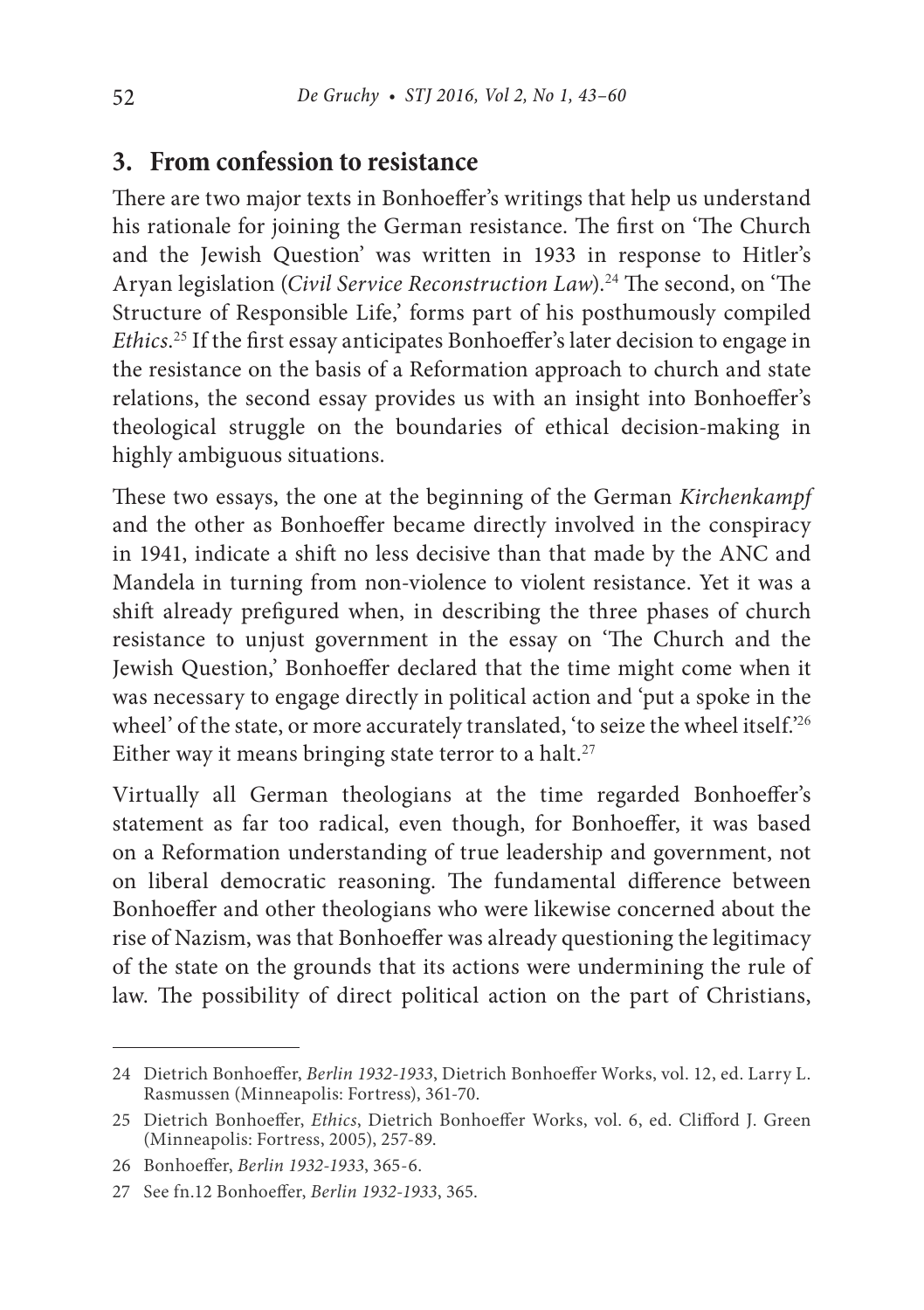## 3. From confession to resistance

There are two major texts in Bonhoeffer's writings that help us understand his rationale for joining the German resistance. The first on 'The Church and the Jewish Question' was written in 1933 in response to Hitler's Aryan legislation (*Civil Service Reconstruction Law*).[24] The second, on 'The Structure of Responsible Life,' forms part of his posthumously compiled *Ethics*.[25] If the first essay anticipates Bonhoeffer's later decision to engage in the resistance on the basis of a Reformation approach to church and state relations, the second essay provides us with an insight into Bonhoeffer's theological struggle on the boundaries of ethical decision-making in highly ambiguous situations.

These two essays, the one at the beginning of the German *Kirchenkampf* and the other as Bonhoeffer became directly involved in the conspiracy in 1941, indicate a shift no less decisive than that made by the ANC and Mandela in turning from non-violence to violent resistance. Yet it was a shift already prefigured when, in describing the three phases of church resistance to unjust government in the essay on 'The Church and the Jewish Question,' Bonhoeffer declared that the time might come when it was necessary to engage directly in political action and 'put a spoke in the wheel' of the state, or more accurately translated, 'to seize the wheel itself.'[26] Either way it means bringing state terror to a halt.[27]

Virtually all German theologians at the time regarded Bonhoeffer's statement as far too radical, even though, for Bonhoeffer, it was based on a Reformation understanding of true leadership and government, not on liberal democratic reasoning. The fundamental difference between Bonhoeffer and other theologians who were likewise concerned about the rise of Nazism, was that Bonhoeffer was already questioning the legitimacy of the state on the grounds that its actions were undermining the rule of law. The possibility of direct political action on the part of Christians,

---

24 Dietrich Bonhoeffer, *Berlin 1932-1933*, Dietrich Bonhoeffer Works, vol. 12, ed. Larry L. Rasmussen (Minneapolis: Fortress), 361-70.

25 Dietrich Bonhoeffer, *Ethics*, Dietrich Bonhoeffer Works, vol. 6, ed. Clifford J. Green (Minneapolis: Fortress, 2005), 257-89.

26 Bonhoeffer, *Berlin 1932-1933*, 365-6.

27 See fn.12 Bonhoeffer, *Berlin 1932-1933*, 365.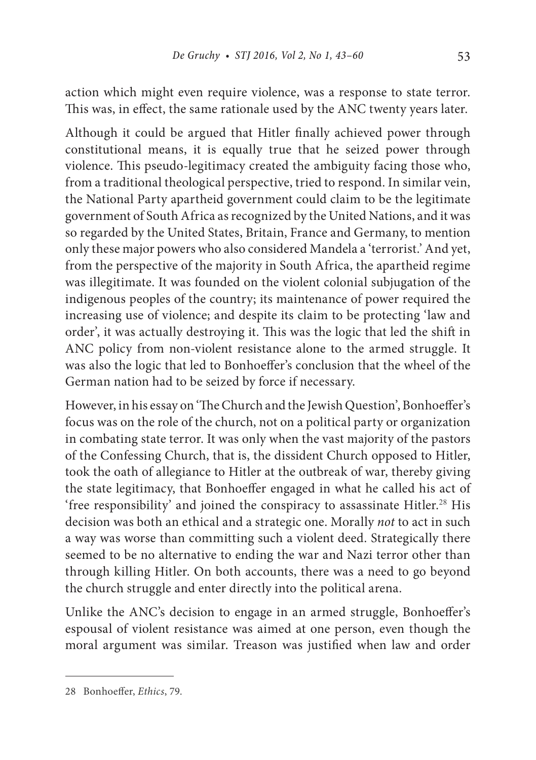action which might even require violence, was a response to state terror. This was, in effect, the same rationale used by the ANC twenty years later.

Although it could be argued that Hitler finally achieved power through constitutional means, it is equally true that he seized power through violence. This pseudo-legitimacy created the ambiguity facing those who, from a traditional theological perspective, tried to respond. In similar vein, the National Party apartheid government could claim to be the legitimate government of South Africa as recognized by the United Nations, and it was so regarded by the United States, Britain, France and Germany, to mention only these major powers who also considered Mandela a 'terrorist.' And yet, from the perspective of the majority in South Africa, the apartheid regime was illegitimate. It was founded on the violent colonial subjugation of the indigenous peoples of the country; its maintenance of power required the increasing use of violence; and despite its claim to be protecting 'law and order', it was actually destroying it. This was the logic that led the shift in ANC policy from non-violent resistance alone to the armed struggle. It was also the logic that led to Bonhoeffer's conclusion that the wheel of the German nation had to be seized by force if necessary.

However, in his essay on 'The Church and the Jewish Question', Bonhoeffer's focus was on the role of the church, not on a political party or organization in combating state terror. It was only when the vast majority of the pastors of the Confessing Church, that is, the dissident Church opposed to Hitler, took the oath of allegiance to Hitler at the outbreak of war, thereby giving the state legitimacy, that Bonhoeffer engaged in what he called his act of 'free responsibility' and joined the conspiracy to assassinate Hitler.[28] His decision was both an ethical and a strategic one. Morally *not* to act in such a way was worse than committing such a violent deed. Strategically there seemed to be no alternative to ending the war and Nazi terror other than through killing Hitler. On both accounts, there was a need to go beyond the church struggle and enter directly into the political arena.

Unlike the ANC's decision to engage in an armed struggle, Bonhoeffer's espousal of violent resistance was aimed at one person, even though the moral argument was similar. Treason was justified when law and order

---

28 Bonhoeffer, *Ethics*, 79.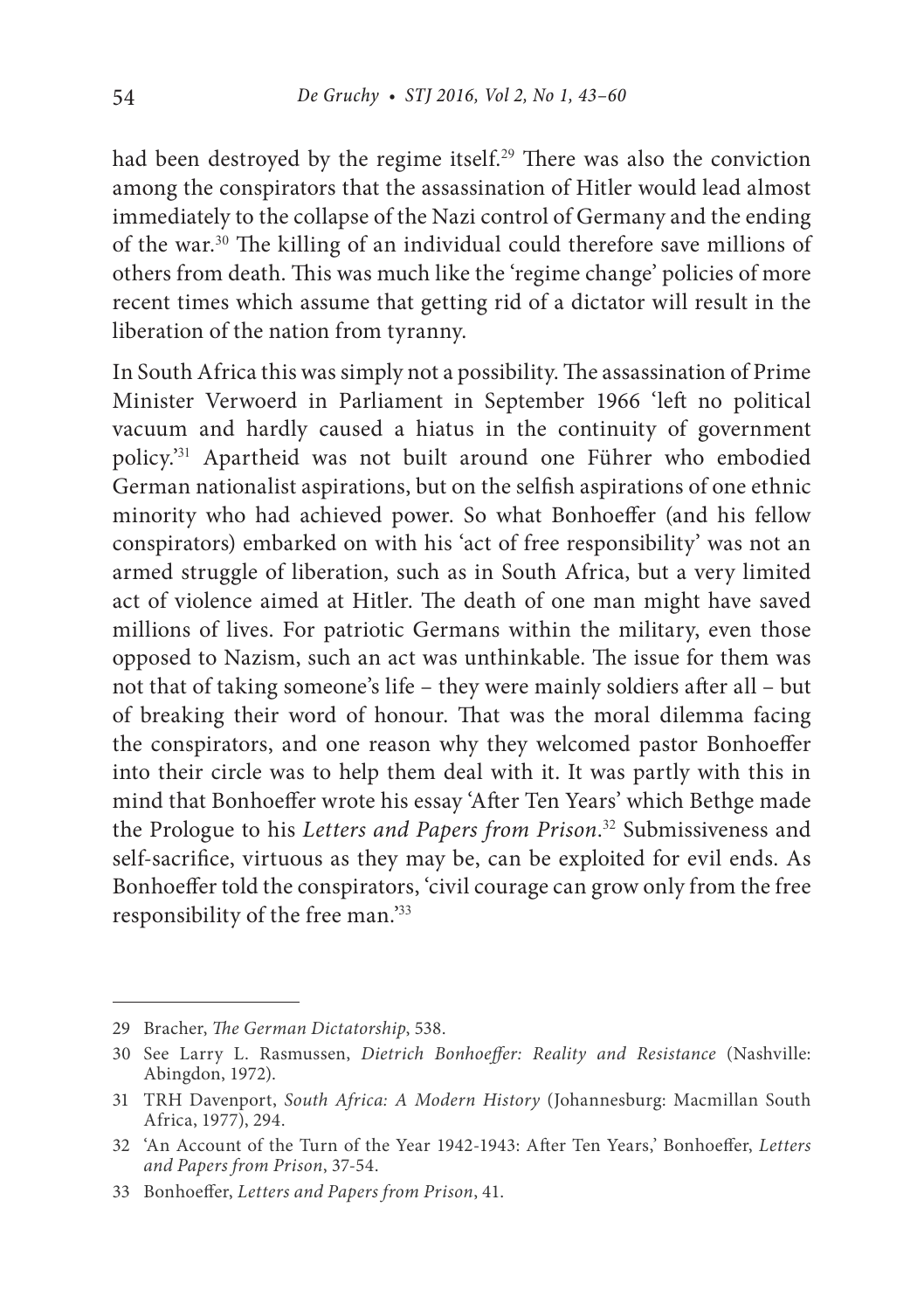had been destroyed by the regime itself.[29] There was also the conviction among the conspirators that the assassination of Hitler would lead almost immediately to the collapse of the Nazi control of Germany and the ending of the war.[30] The killing of an individual could therefore save millions of others from death. This was much like the 'regime change' policies of more recent times which assume that getting rid of a dictator will result in the liberation of the nation from tyranny.

In South Africa this was simply not a possibility. The assassination of Prime Minister Verwoerd in Parliament in September 1966 'left no political vacuum and hardly caused a hiatus in the continuity of government policy.'[31] Apartheid was not built around one Führer who embodied German nationalist aspirations, but on the selfish aspirations of one ethnic minority who had achieved power. So what Bonhoeffer (and his fellow conspirators) embarked on with his 'act of free responsibility' was not an armed struggle of liberation, such as in South Africa, but a very limited act of violence aimed at Hitler. The death of one man might have saved millions of lives. For patriotic Germans within the military, even those opposed to Nazism, such an act was unthinkable. The issue for them was not that of taking someone's life – they were mainly soldiers after all – but of breaking their word of honour. That was the moral dilemma facing the conspirators, and one reason why they welcomed pastor Bonhoeffer into their circle was to help them deal with it. It was partly with this in mind that Bonhoeffer wrote his essay 'After Ten Years' which Bethge made the Prologue to his *Letters and Papers from Prison*.[32] Submissiveness and self-sacrifice, virtuous as they may be, can be exploited for evil ends. As Bonhoeffer told the conspirators, 'civil courage can grow only from the free responsibility of the free man.'[33]

---

29 Bracher, *The German Dictatorship*, 538.

30 See Larry L. Rasmussen, *Dietrich Bonhoeffer: Reality and Resistance* (Nashville: Abingdon, 1972).

31 TRH Davenport, *South Africa: A Modern History* (Johannesburg: Macmillan South Africa, 1977), 294.

32 'An Account of the Turn of the Year 1942-1943: After Ten Years,' Bonhoeffer, *Letters and Papers from Prison*, 37-54.

33 Bonhoeffer, *Letters and Papers from Prison*, 41.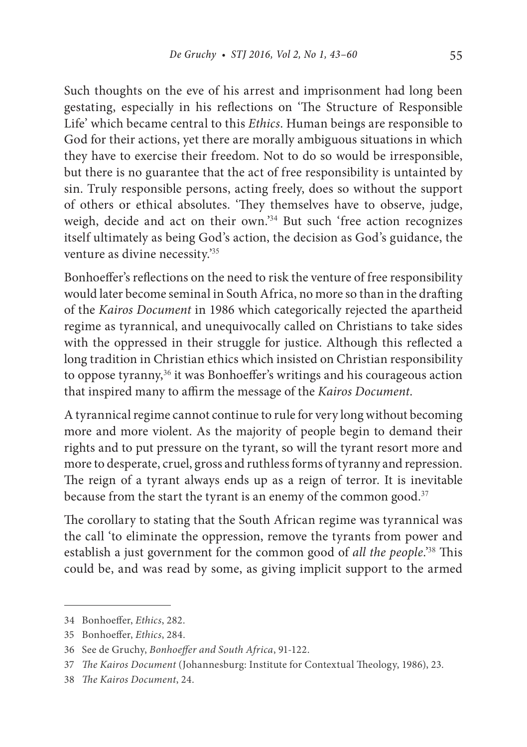Such thoughts on the eve of his arrest and imprisonment had long been gestating, especially in his reflections on 'The Structure of Responsible Life' which became central to this *Ethics*. Human beings are responsible to God for their actions, yet there are morally ambiguous situations in which they have to exercise their freedom. Not to do so would be irresponsible, but there is no guarantee that the act of free responsibility is untainted by sin. Truly responsible persons, acting freely, does so without the support of others or ethical absolutes. 'They themselves have to observe, judge, weigh, decide and act on their own.'[34] But such 'free action recognizes itself ultimately as being God's action, the decision as God's guidance, the venture as divine necessity.'[35]

Bonhoeffer's reflections on the need to risk the venture of free responsibility would later become seminal in South Africa, no more so than in the drafting of the *Kairos Document* in 1986 which categorically rejected the apartheid regime as tyrannical, and unequivocally called on Christians to take sides with the oppressed in their struggle for justice. Although this reflected a long tradition in Christian ethics which insisted on Christian responsibility to oppose tyranny,[36] it was Bonhoeffer's writings and his courageous action that inspired many to affirm the message of the *Kairos Document*.

A tyrannical regime cannot continue to rule for very long without becoming more and more violent. As the majority of people begin to demand their rights and to put pressure on the tyrant, so will the tyrant resort more and more to desperate, cruel, gross and ruthless forms of tyranny and repression. The reign of a tyrant always ends up as a reign of terror. It is inevitable because from the start the tyrant is an enemy of the common good.[37]

The corollary to stating that the South African regime was tyrannical was the call 'to eliminate the oppression, remove the tyrants from power and establish a just government for the common good of *all the people*.'[38] This could be, and was read by some, as giving implicit support to the armed

---

34 Bonhoeffer, *Ethics*, 282.

35 Bonhoeffer, *Ethics*, 284.

36 See de Gruchy, *Bonhoeffer and South Africa*, 91-122.

37 *The Kairos Document* (Johannesburg: Institute for Contextual Theology, 1986), 23.

38 *The Kairos Document*, 24.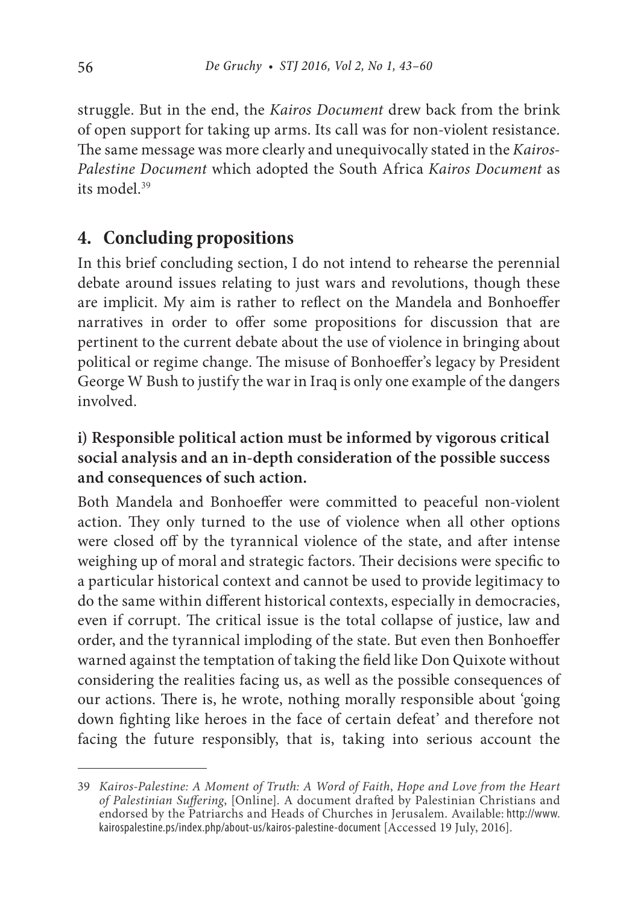struggle. But in the end, the *Kairos Document* drew back from the brink of open support for taking up arms. Its call was for non-violent resistance. The same message was more clearly and unequivocally stated in the *Kairos-Palestine Document* which adopted the South Africa *Kairos Document* as its model.[39]

## 4. Concluding propositions

In this brief concluding section, I do not intend to rehearse the perennial debate around issues relating to just wars and revolutions, though these are implicit. My aim is rather to reflect on the Mandela and Bonhoeffer narratives in order to offer some propositions for discussion that are pertinent to the current debate about the use of violence in bringing about political or regime change. The misuse of Bonhoeffer's legacy by President George W Bush to justify the war in Iraq is only one example of the dangers involved.

### i) Responsible political action must be informed by vigorous critical social analysis and an in-depth consideration of the possible success and consequences of such action.

Both Mandela and Bonhoeffer were committed to peaceful non-violent action. They only turned to the use of violence when all other options were closed off by the tyrannical violence of the state, and after intense weighing up of moral and strategic factors. Their decisions were specific to a particular historical context and cannot be used to provide legitimacy to do the same within different historical contexts, especially in democracies, even if corrupt. The critical issue is the total collapse of justice, law and order, and the tyrannical imploding of the state. But even then Bonhoeffer warned against the temptation of taking the field like Don Quixote without considering the realities facing us, as well as the possible consequences of our actions. There is, he wrote, nothing morally responsible about 'going down fighting like heroes in the face of certain defeat' and therefore not facing the future responsibly, that is, taking into serious account the

---

39 *Kairos-Palestine: A Moment of Truth: A Word of Faith, Hope and Love from the Heart of Palestinian Suffering*, [Online]. A document drafted by Palestinian Christians and endorsed by the Patriarchs and Heads of Churches in Jerusalem. Available: http://www.kairospalestine.ps/index.php/about-us/kairos-palestine-document [Accessed 19 July, 2016].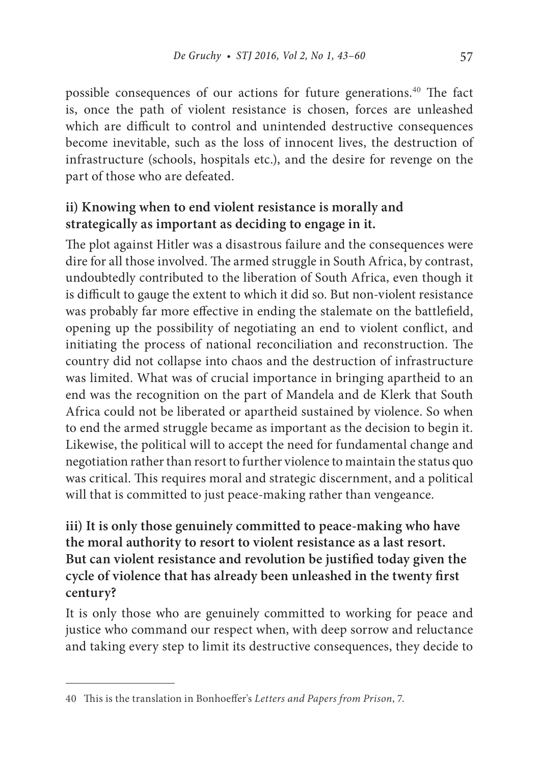possible consequences of our actions for future generations.[40] The fact is, once the path of violent resistance is chosen, forces are unleashed which are difficult to control and unintended destructive consequences become inevitable, such as the loss of innocent lives, the destruction of infrastructure (schools, hospitals etc.), and the desire for revenge on the part of those who are defeated.

### ii) Knowing when to end violent resistance is morally and strategically as important as deciding to engage in it.

The plot against Hitler was a disastrous failure and the consequences were dire for all those involved. The armed struggle in South Africa, by contrast, undoubtedly contributed to the liberation of South Africa, even though it is difficult to gauge the extent to which it did so. But non-violent resistance was probably far more effective in ending the stalemate on the battlefield, opening up the possibility of negotiating an end to violent conflict, and initiating the process of national reconciliation and reconstruction. The country did not collapse into chaos and the destruction of infrastructure was limited. What was of crucial importance in bringing apartheid to an end was the recognition on the part of Mandela and de Klerk that South Africa could not be liberated or apartheid sustained by violence. So when to end the armed struggle became as important as the decision to begin it. Likewise, the political will to accept the need for fundamental change and negotiation rather than resort to further violence to maintain the status quo was critical. This requires moral and strategic discernment, and a political will that is committed to just peace-making rather than vengeance.

### iii) It is only those genuinely committed to peace-making who have the moral authority to resort to violent resistance as a last resort. But can violent resistance and revolution be justified today given the cycle of violence that has already been unleashed in the twenty first century?

It is only those who are genuinely committed to working for peace and justice who command our respect when, with deep sorrow and reluctance and taking every step to limit its destructive consequences, they decide to

---

40 This is the translation in Bonhoeffer's *Letters and Papers from Prison*, 7.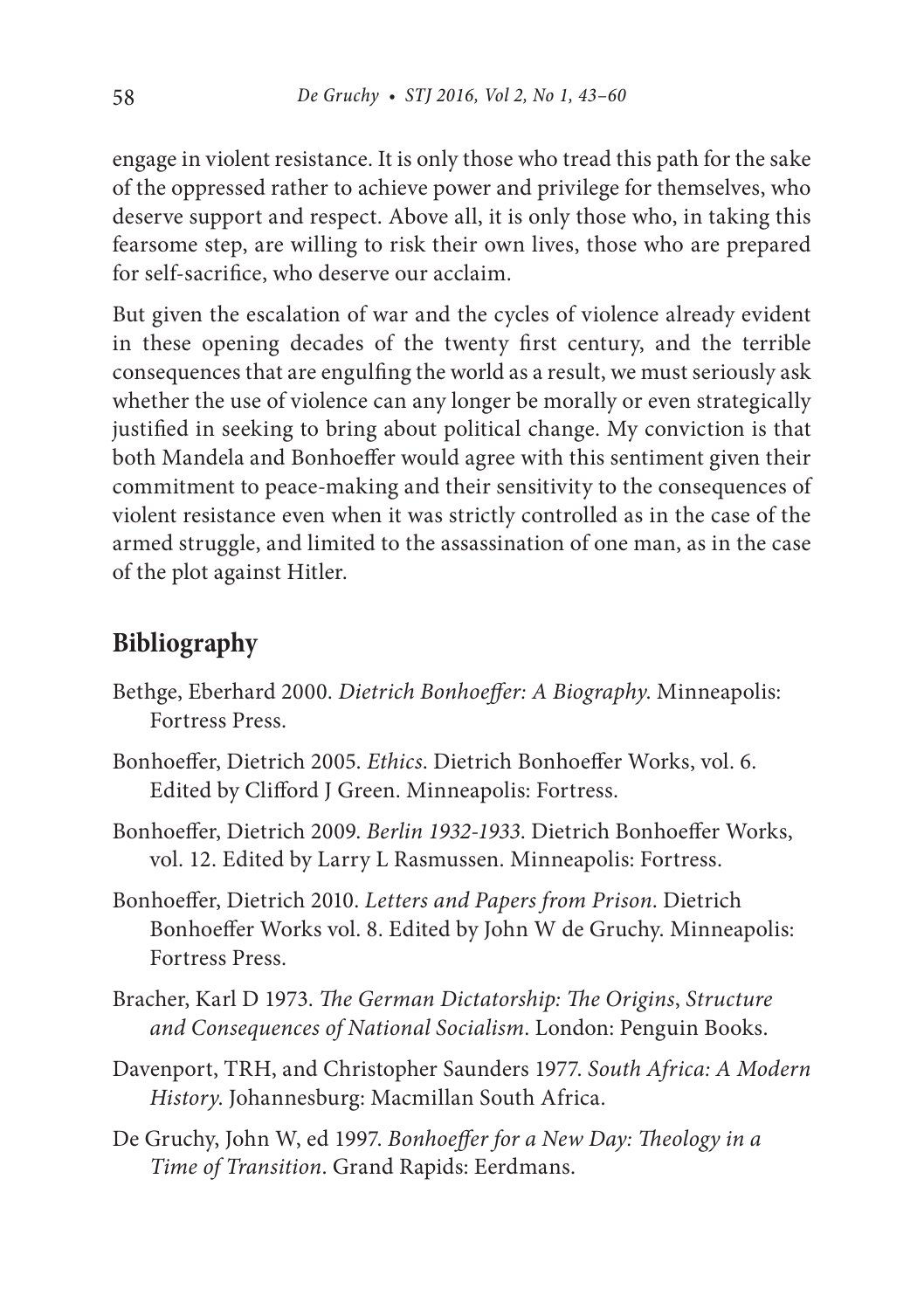engage in violent resistance. It is only those who tread this path for the sake of the oppressed rather to achieve power and privilege for themselves, who deserve support and respect. Above all, it is only those who, in taking this fearsome step, are willing to risk their own lives, those who are prepared for self-sacrifice, who deserve our acclaim.

But given the escalation of war and the cycles of violence already evident in these opening decades of the twenty first century, and the terrible consequences that are engulfing the world as a result, we must seriously ask whether the use of violence can any longer be morally or even strategically justified in seeking to bring about political change. My conviction is that both Mandela and Bonhoeffer would agree with this sentiment given their commitment to peace-making and their sensitivity to the consequences of violent resistance even when it was strictly controlled as in the case of the armed struggle, and limited to the assassination of one man, as in the case of the plot against Hitler.

## Bibliography

Bethge, Eberhard 2000. *Dietrich Bonhoeffer: A Biography*. Minneapolis: Fortress Press.

Bonhoeffer, Dietrich 2005. *Ethics*. Dietrich Bonhoeffer Works, vol. 6. Edited by Clifford J Green. Minneapolis: Fortress.

Bonhoeffer, Dietrich 2009. *Berlin 1932-1933*. Dietrich Bonhoeffer Works, vol. 12. Edited by Larry L Rasmussen. Minneapolis: Fortress.

Bonhoeffer, Dietrich 2010. *Letters and Papers from Prison*. Dietrich Bonhoeffer Works vol. 8. Edited by John W de Gruchy. Minneapolis: Fortress Press.

Bracher, Karl D 1973. *The German Dictatorship: The Origins, Structure and Consequences of National Socialism*. London: Penguin Books.

Davenport, TRH, and Christopher Saunders 1977. *South Africa: A Modern History*. Johannesburg: Macmillan South Africa.

De Gruchy, John W, ed 1997. *Bonhoeffer for a New Day: Theology in a Time of Transition*. Grand Rapids: Eerdmans.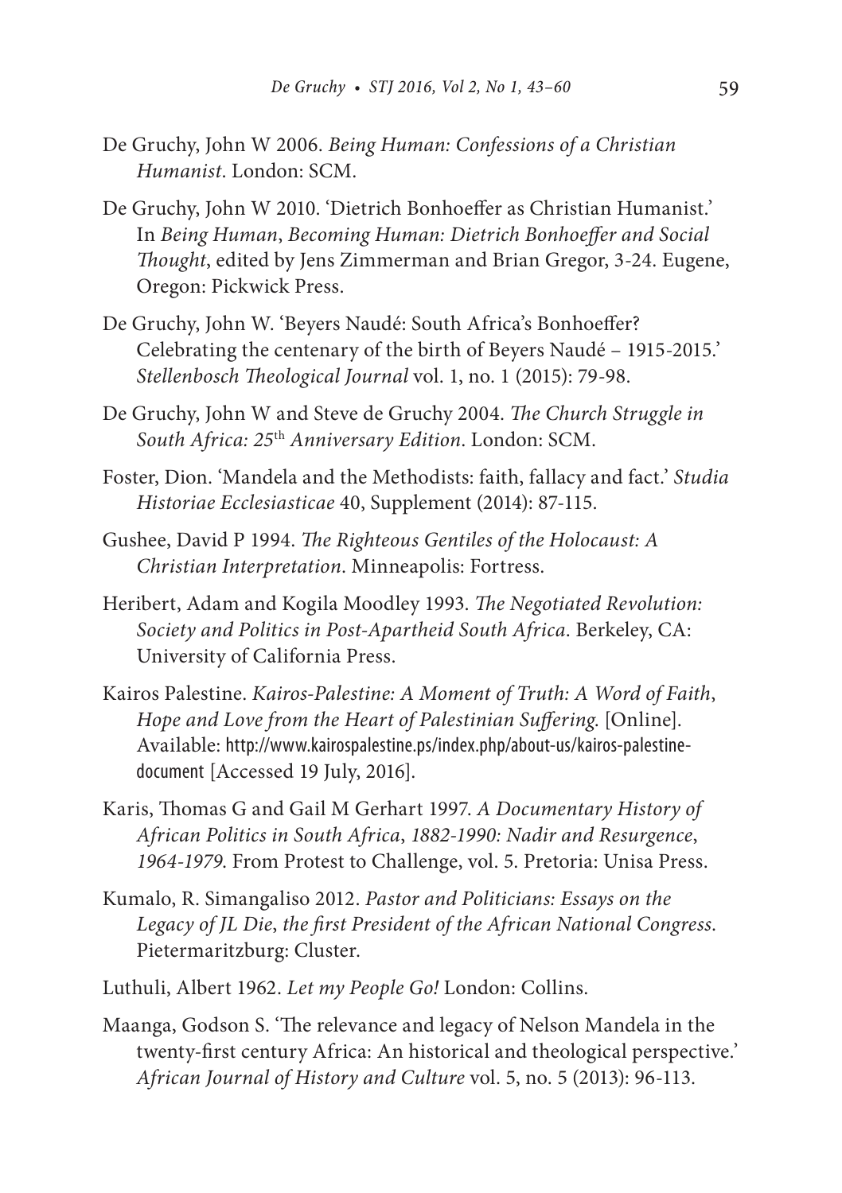De Gruchy, John W 2006. *Being Human: Confessions of a Christian Humanist*. London: SCM.

De Gruchy, John W 2010. 'Dietrich Bonhoeffer as Christian Humanist.' In *Being Human*, *Becoming Human: Dietrich Bonhoeffer and Social Thought*, edited by Jens Zimmerman and Brian Gregor, 3-24. Eugene, Oregon: Pickwick Press.

De Gruchy, John W. 'Beyers Naudé: South Africa's Bonhoeffer? Celebrating the centenary of the birth of Beyers Naudé – 1915-2015.' *Stellenbosch Theological Journal* vol. 1, no. 1 (2015): 79-98.

De Gruchy, John W and Steve de Gruchy 2004. *The Church Struggle in South Africa: 25th Anniversary Edition*. London: SCM.

Foster, Dion. 'Mandela and the Methodists: faith, fallacy and fact.' *Studia Historiae Ecclesiasticae* 40, Supplement (2014): 87-115.

Gushee, David P 1994. *The Righteous Gentiles of the Holocaust: A Christian Interpretation*. Minneapolis: Fortress.

Heribert, Adam and Kogila Moodley 1993. *The Negotiated Revolution: Society and Politics in Post-Apartheid South Africa*. Berkeley, CA: University of California Press.

Kairos Palestine. *Kairos-Palestine: A Moment of Truth: A Word of Faith*, *Hope and Love from the Heart of Palestinian Suffering*. [Online]. Available: http://www.kairospalestine.ps/index.php/about-us/kairos-palestine-document [Accessed 19 July, 2016].

Karis, Thomas G and Gail M Gerhart 1997. *A Documentary History of African Politics in South Africa*, *1882-1990: Nadir and Resurgence*, *1964-1979*. From Protest to Challenge, vol. 5. Pretoria: Unisa Press.

Kumalo, R. Simangaliso 2012. *Pastor and Politicians: Essays on the Legacy of JL Die*, *the first President of the African National Congress*. Pietermaritzburg: Cluster.

Luthuli, Albert 1962. *Let my People Go!* London: Collins.

Maanga, Godson S. 'The relevance and legacy of Nelson Mandela in the twenty-first century Africa: An historical and theological perspective.' *African Journal of History and Culture* vol. 5, no. 5 (2013): 96-113.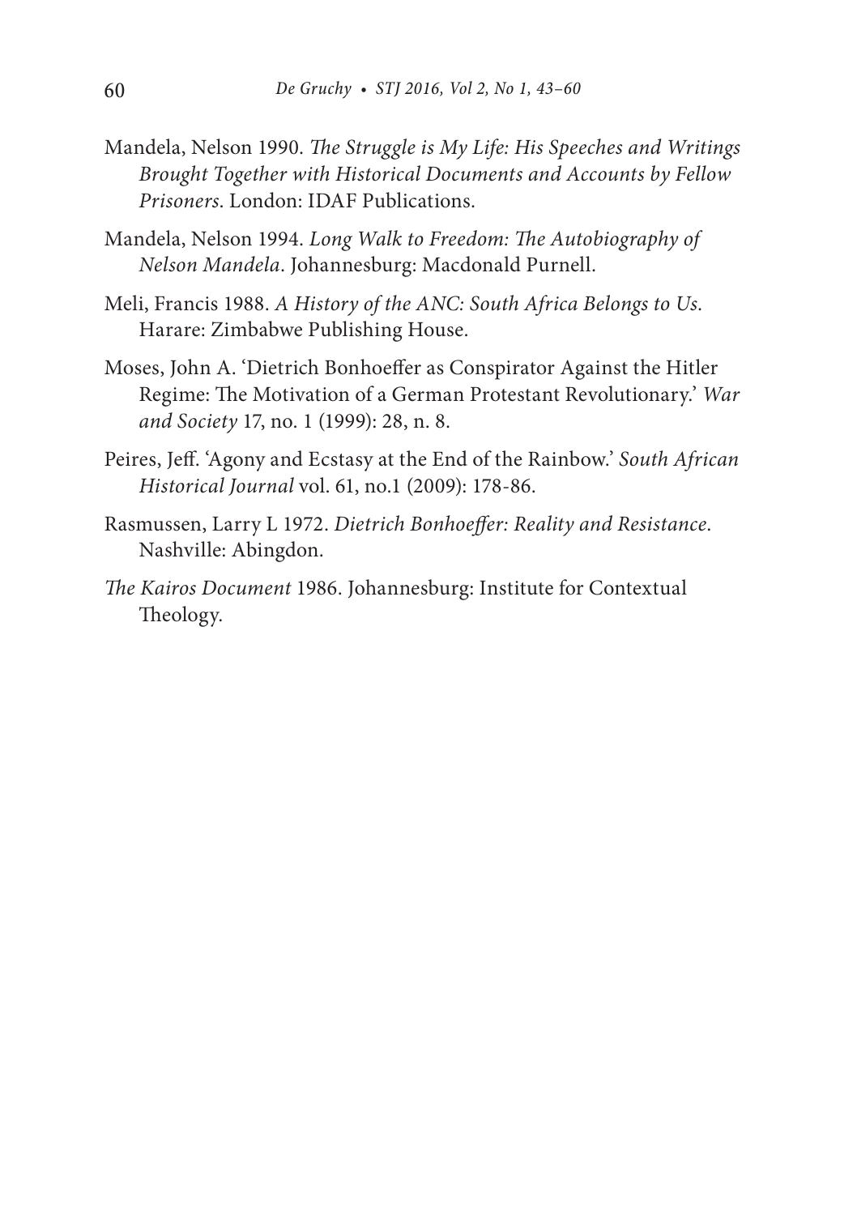Mandela, Nelson 1990. *The Struggle is My Life: His Speeches and Writings Brought Together with Historical Documents and Accounts by Fellow Prisoners*. London: IDAF Publications.

Mandela, Nelson 1994. *Long Walk to Freedom: The Autobiography of Nelson Mandela*. Johannesburg: Macdonald Purnell.

Meli, Francis 1988. *A History of the ANC: South Africa Belongs to Us*. Harare: Zimbabwe Publishing House.

Moses, John A. 'Dietrich Bonhoeffer as Conspirator Against the Hitler Regime: The Motivation of a German Protestant Revolutionary.' *War and Society* 17, no. 1 (1999): 28, n. 8.

Peires, Jeff. 'Agony and Ecstasy at the End of the Rainbow.' *South African Historical Journal* vol. 61, no.1 (2009): 178-86.

Rasmussen, Larry L 1972. *Dietrich Bonhoeffer: Reality and Resistance*. Nashville: Abingdon.

*The Kairos Document* 1986. Johannesburg: Institute for Contextual Theology.